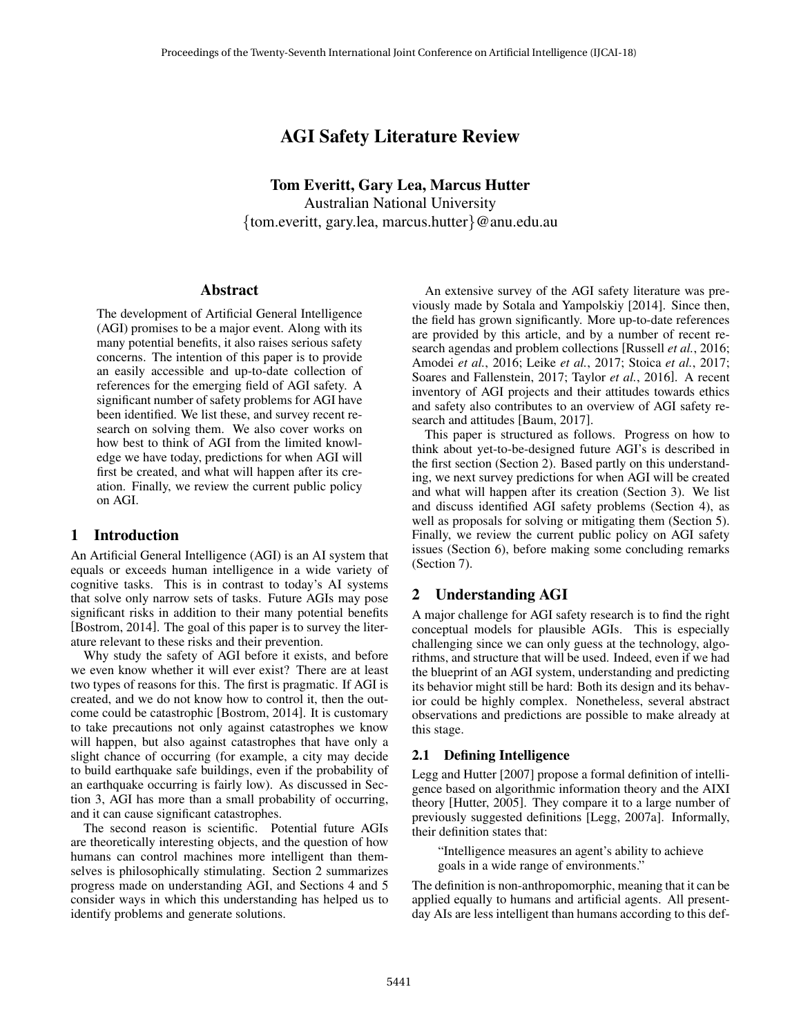# AGI Safety Literature Review

**Tom Everitt, Gary Lea, Marcus Hutter**
Australian National University
{tom.everitt, gary.lea, marcus.hutter}@anu.edu.au

## Abstract

The development of Artificial General Intelligence (AGI) promises to be a major event. Along with its many potential benefits, it also raises serious safety concerns. The intention of this paper is to provide an easily accessible and up-to-date collection of references for the emerging field of AGI safety. A significant number of safety problems for AGI have been identified. We list these, and survey recent research on solving them. We also cover works on how best to think of AGI from the limited knowledge we have today, predictions for when AGI will first be created, and what will happen after its creation. Finally, we review the current public policy on AGI.

## 1 Introduction

An Artificial General Intelligence (AGI) is an AI system that equals or exceeds human intelligence in a wide variety of cognitive tasks. This is in contrast to today's AI systems that solve only narrow sets of tasks. Future AGIs may pose significant risks in addition to their many potential benefits [Bostrom, 2014]. The goal of this paper is to survey the literature relevant to these risks and their prevention.

Why study the safety of AGI before it exists, and before we even know whether it will ever exist? There are at least two types of reasons for this. The first is pragmatic. If AGI is created, and we do not know how to control it, then the outcome could be catastrophic [Bostrom, 2014]. It is customary to take precautions not only against catastrophes we know will happen, but also against catastrophes that have only a slight chance of occurring (for example, a city may decide to build earthquake safe buildings, even if the probability of an earthquake occurring is fairly low). As discussed in Section 3, AGI has more than a small probability of occurring, and it can cause significant catastrophes.

The second reason is scientific. Potential future AGIs are theoretically interesting objects, and the question of how humans can control machines more intelligent than themselves is philosophically stimulating. Section 2 summarizes progress made on understanding AGI, and Sections 4 and 5 consider ways in which this understanding has helped us to identify problems and generate solutions.

An extensive survey of the AGI safety literature was previously made by Sotala and Yampolskiy [2014]. Since then, the field has grown significantly. More up-to-date references are provided by this article, and by a number of recent research agendas and problem collections [Russell *et al.*, 2016; Amodei *et al.*, 2016; Leike *et al.*, 2017; Stoica *et al.*, 2017; Soares and Fallenstein, 2017; Taylor *et al.*, 2016]. A recent inventory of AGI projects and their attitudes towards ethics and safety also contributes to an overview of AGI safety research and attitudes [Baum, 2017].

This paper is structured as follows. Progress on how to think about yet-to-be-designed future AGI's is described in the first section (Section 2). Based partly on this understanding, we next survey predictions for when AGI will be created and what will happen after its creation (Section 3). We list and discuss identified AGI safety problems (Section 4), as well as proposals for solving or mitigating them (Section 5). Finally, we review the current public policy on AGI safety issues (Section 6), before making some concluding remarks (Section 7).

## 2 Understanding AGI

A major challenge for AGI safety research is to find the right conceptual models for plausible AGIs. This is especially challenging since we can only guess at the technology, algorithms, and structure that will be used. Indeed, even if we had the blueprint of an AGI system, understanding and predicting its behavior might still be hard: Both its design and its behavior could be highly complex. Nonetheless, several abstract observations and predictions are possible to make already at this stage.

### 2.1 Defining Intelligence

Legg and Hutter [2007] propose a formal definition of intelligence based on algorithmic information theory and the AIXI theory [Hutter, 2005]. They compare it to a large number of previously suggested definitions [Legg, 2007a]. Informally, their definition states that:

> "Intelligence measures an agent's ability to achieve goals in a wide range of environments."

The definition is non-anthropomorphic, meaning that it can be applied equally to humans and artificial agents. All present-day AIs are less intelligent than humans according to this def-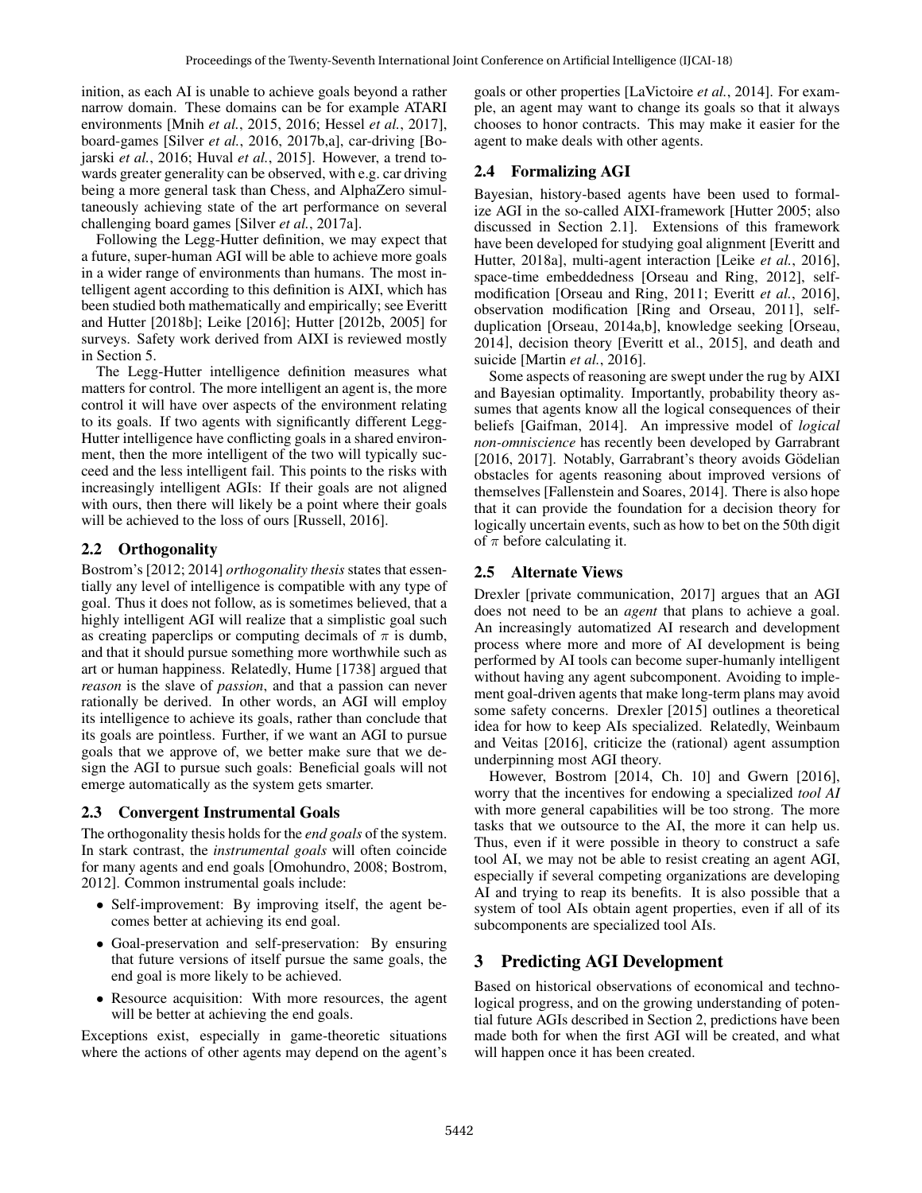inition, as each AI is unable to achieve goals beyond a rather narrow domain. These domains can be for example ATARI environments [Mnih *et al.*, 2015, 2016; Hessel *et al.*, 2017], board-games [Silver *et al.*, 2016, 2017b,a], car-driving [Bojarski *et al.*, 2016; Huval *et al.*, 2015]. However, a trend towards greater generality can be observed, with e.g. car driving being a more general task than Chess, and AlphaZero simultaneously achieving state of the art performance on several challenging board games [Silver *et al.*, 2017a].

Following the Legg-Hutter definition, we may expect that a future, super-human AGI will be able to achieve more goals in a wider range of environments than humans. The most intelligent agent according to this definition is AIXI, which has been studied both mathematically and empirically; see Everitt and Hutter [2018b]; Leike [2016]; Hutter [2012b, 2005] for surveys. Safety work derived from AIXI is reviewed mostly in Section 5.

The Legg-Hutter intelligence definition measures what matters for control. The more intelligent an agent is, the more control it will have over aspects of the environment relating to its goals. If two agents with significantly different Legg-Hutter intelligence have conflicting goals in a shared environment, then the more intelligent of the two will typically succeed and the less intelligent fail. This points to the risks with increasingly intelligent AGIs: If their goals are not aligned with ours, then there will likely be a point where their goals will be achieved to the loss of ours [Russell, 2016].

### 2.2 Orthogonality

Bostrom's [2012; 2014] *orthogonality thesis* states that essentially any level of intelligence is compatible with any type of goal. Thus it does not follow, as is sometimes believed, that a highly intelligent AGI will realize that a simplistic goal such as creating paperclips or computing decimals of $\pi$ is dumb, and that it should pursue something more worthwhile such as art or human happiness. Relatedly, Hume [1738] argued that *reason* is the slave of *passion*, and that a passion can never rationally be derived. In other words, an AGI will employ its intelligence to achieve its goals, rather than conclude that its goals are pointless. Further, if we want an AGI to pursue goals that we approve of, we better make sure that we design the AGI to pursue such goals: Beneficial goals will not emerge automatically as the system gets smarter.

### 2.3 Convergent Instrumental Goals

The orthogonality thesis holds for the *end goals* of the system. In stark contrast, the *instrumental goals* will often coincide for many agents and end goals [Omohundro, 2008; Bostrom, 2012]. Common instrumental goals include:

- Self-improvement: By improving itself, the agent becomes better at achieving its end goal.
- Goal-preservation and self-preservation: By ensuring that future versions of itself pursue the same goals, the end goal is more likely to be achieved.
- Resource acquisition: With more resources, the agent will be better at achieving the end goals.

Exceptions exist, especially in game-theoretic situations where the actions of other agents may depend on the agent's goals or other properties [LaVictoire *et al.*, 2014]. For example, an agent may want to change its goals so that it always chooses to honor contracts. This may make it easier for the agent to make deals with other agents.

### 2.4 Formalizing AGI

Bayesian, history-based agents have been used to formalize AGI in the so-called AIXI-framework [Hutter 2005; also discussed in Section 2.1]. Extensions of this framework have been developed for studying goal alignment [Everitt and Hutter, 2018a], multi-agent interaction [Leike *et al.*, 2016], space-time embeddedness [Orseau and Ring, 2012], self-modification [Orseau and Ring, 2011; Everitt *et al.*, 2016], observation modification [Ring and Orseau, 2011], self-duplication [Orseau, 2014a,b], knowledge seeking [Orseau, 2014], decision theory [Everitt et al., 2015], and death and suicide [Martin *et al.*, 2016].

Some aspects of reasoning are swept under the rug by AIXI and Bayesian optimality. Importantly, probability theory assumes that agents know all the logical consequences of their beliefs [Gaifman, 2014]. An impressive model of *logical non-omniscience* has recently been developed by Garrabrant [2016, 2017]. Notably, Garrabrant's theory avoids Gödelian obstacles for agents reasoning about improved versions of themselves [Fallenstein and Soares, 2014]. There is also hope that it can provide the foundation for a decision theory for logically uncertain events, such as how to bet on the 50th digit of $\pi$ before calculating it.

### 2.5 Alternate Views

Drexler [private communication, 2017] argues that an AGI does not need to be an *agent* that plans to achieve a goal. An increasingly automatized AI research and development process where more and more of AI development is being performed by AI tools can become super-humanly intelligent without having any agent subcomponent. Avoiding to implement goal-driven agents that make long-term plans may avoid some safety concerns. Drexler [2015] outlines a theoretical idea for how to keep AIs specialized. Relatedly, Weinbaum and Veitas [2016], criticize the (rational) agent assumption underpinning most AGI theory.

However, Bostrom [2014, Ch. 10] and Gwern [2016], worry that the incentives for endowing a specialized *tool AI* with more general capabilities will be too strong. The more tasks that we outsource to the AI, the more it can help us. Thus, even if it were possible in theory to construct a safe tool AI, we may not be able to resist creating an agent AGI, especially if several competing organizations are developing AI and trying to reap its benefits. It is also possible that a system of tool AIs obtain agent properties, even if all of its subcomponents are specialized tool AIs.

## 3 Predicting AGI Development

Based on historical observations of economical and technological progress, and on the growing understanding of potential future AGIs described in Section 2, predictions have been made both for when the first AGI will be created, and what will happen once it has been created.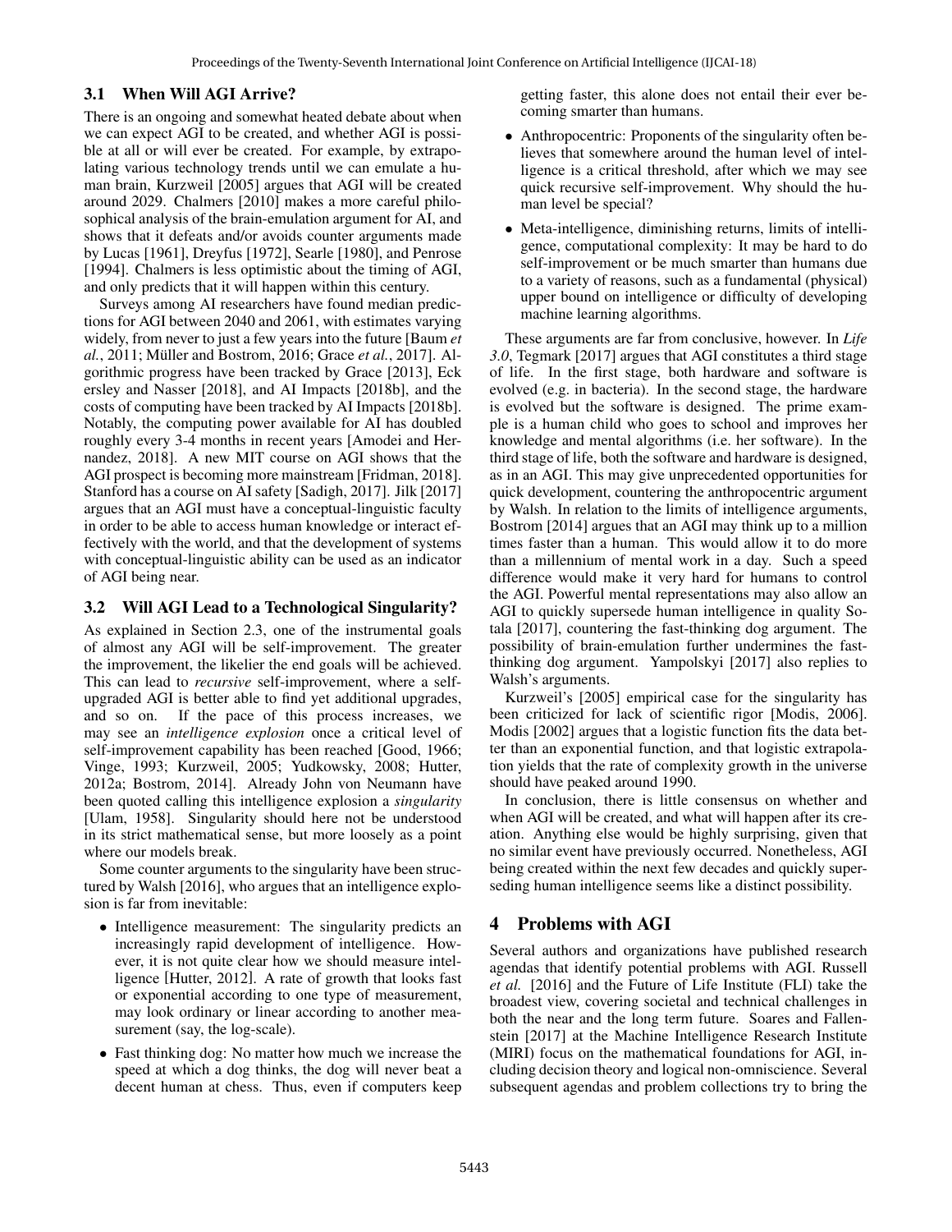### 3.1 When Will AGI Arrive?

There is an ongoing and somewhat heated debate about when we can expect AGI to be created, and whether AGI is possible at all or will ever be created. For example, by extrapolating various technology trends until we can emulate a human brain, Kurzweil [2005] argues that AGI will be created around 2029. Chalmers [2010] makes a more careful philosophical analysis of the brain-emulation argument for AI, and shows that it defeats and/or avoids counter arguments made by Lucas [1961], Dreyfus [1972], Searle [1980], and Penrose [1994]. Chalmers is less optimistic about the timing of AGI, and only predicts that it will happen within this century.

Surveys among AI researchers have found median predictions for AGI between 2040 and 2061, with estimates varying widely, from never to just a few years into the future [Baum *et al.*, 2011; Müller and Bostrom, 2016; Grace *et al.*, 2017]. Algorithmic progress have been tracked by Grace [2013], Eckersley and Nasser [2018], and AI Impacts [2018b], and the costs of computing have been tracked by AI Impacts [2018b]. Notably, the computing power available for AI has doubled roughly every 3-4 months in recent years [Amodei and Hernandez, 2018]. A new MIT course on AGI shows that the AGI prospect is becoming more mainstream [Fridman, 2018]. Stanford has a course on AI safety [Sadigh, 2017]. Jilk [2017] argues that an AGI must have a conceptual-linguistic faculty in order to be able to access human knowledge or interact effectively with the world, and that the development of systems with conceptual-linguistic ability can be used as an indicator of AGI being near.

### 3.2 Will AGI Lead to a Technological Singularity?

As explained in Section 2.3, one of the instrumental goals of almost any AGI will be self-improvement. The greater the improvement, the likelier the end goals will be achieved. This can lead to *recursive* self-improvement, where a self-upgraded AGI is better able to find yet additional upgrades, and so on. If the pace of this process increases, we may see an *intelligence explosion* once a critical level of self-improvement capability has been reached [Good, 1966; Vinge, 1993; Kurzweil, 2005; Yudkowsky, 2008; Hutter, 2012a; Bostrom, 2014]. Already John von Neumann have been quoted calling this intelligence explosion a *singularity* [Ulam, 1958]. Singularity should here not be understood in its strict mathematical sense, but more loosely as a point where our models break.

Some counter arguments to the singularity have been structured by Walsh [2016], who argues that an intelligence explosion is far from inevitable:

- Intelligence measurement: The singularity predicts an increasingly rapid development of intelligence. However, it is not quite clear how we should measure intelligence [Hutter, 2012]. A rate of growth that looks fast or exponential according to one type of measurement, may look ordinary or linear according to another measurement (say, the log-scale).
- Fast thinking dog: No matter how much we increase the speed at which a dog thinks, the dog will never beat a decent human at chess. Thus, even if computers keep getting faster, this alone does not entail their ever becoming smarter than humans.
- Anthropocentric: Proponents of the singularity often believes that somewhere around the human level of intelligence is a critical threshold, after which we may see quick recursive self-improvement. Why should the human level be special?
- Meta-intelligence, diminishing returns, limits of intelligence, computational complexity: It may be hard to do self-improvement or be much smarter than humans due to a variety of reasons, such as a fundamental (physical) upper bound on intelligence or difficulty of developing machine learning algorithms.

These arguments are far from conclusive, however. In *Life 3.0*, Tegmark [2017] argues that AGI constitutes a third stage of life. In the first stage, both hardware and software is evolved (e.g. in bacteria). In the second stage, the hardware is evolved but the software is designed. The prime example is a human child who goes to school and improves her knowledge and mental algorithms (i.e. her software). In the third stage of life, both the software and hardware is designed, as in an AGI. This may give unprecedented opportunities for quick development, countering the anthropocentric argument by Walsh. In relation to the limits of intelligence arguments, Bostrom [2014] argues that an AGI may think up to a million times faster than a human. This would allow it to do more than a millennium of mental work in a day. Such a speed difference would make it very hard for humans to control the AGI. Powerful mental representations may also allow an AGI to quickly supersede human intelligence in quality Sotala [2017], countering the fast-thinking dog argument. The possibility of brain-emulation further undermines the fast-thinking dog argument. Yampolskyi [2017] also replies to Walsh's arguments.

Kurzweil's [2005] empirical case for the singularity has been criticized for lack of scientific rigor [Modis, 2006]. Modis [2002] argues that a logistic function fits the data better than an exponential function, and that logistic extrapolation yields that the rate of complexity growth in the universe should have peaked around 1990.

In conclusion, there is little consensus on whether and when AGI will be created, and what will happen after its creation. Anything else would be highly surprising, given that no similar event have previously occurred. Nonetheless, AGI being created within the next few decades and quickly superseding human intelligence seems like a distinct possibility.

## 4 Problems with AGI

Several authors and organizations have published research agendas that identify potential problems with AGI. Russell *et al.* [2016] and the Future of Life Institute (FLI) take the broadest view, covering societal and technical challenges in both the near and the long term future. Soares and Fallenstein [2017] at the Machine Intelligence Research Institute (MIRI) focus on the mathematical foundations for AGI, including decision theory and logical non-omniscience. Several subsequent agendas and problem collections try to bring the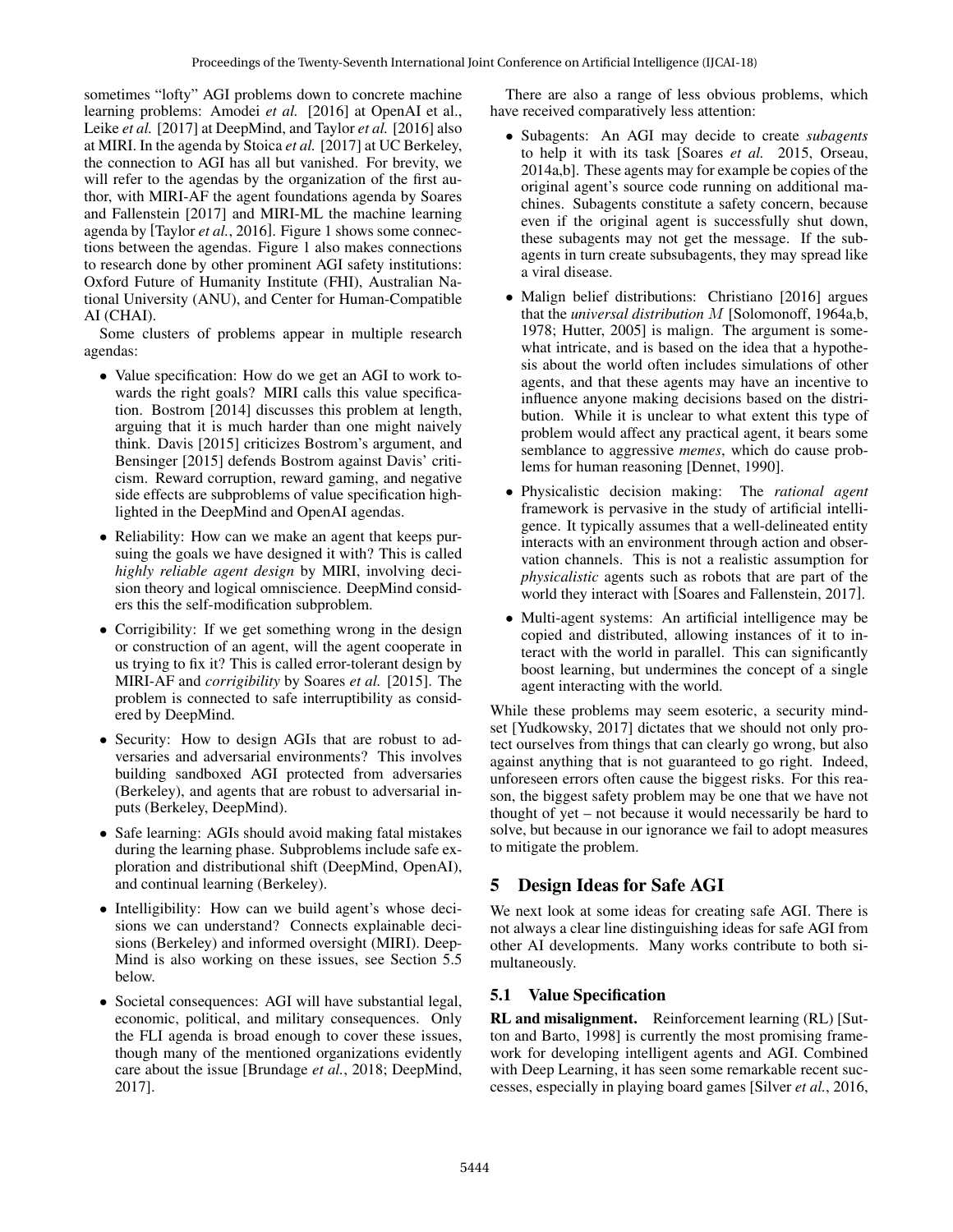sometimes "lofty" AGI problems down to concrete machine learning problems: Amodei *et al.* [2016] at OpenAI et al., Leike *et al.* [2017] at DeepMind, and Taylor *et al.* [2016] also at MIRI. In the agenda by Stoica *et al.* [2017] at UC Berkeley, the connection to AGI has all but vanished. For brevity, we will refer to the agendas by the organization of the first author, with MIRI-AF the agent foundations agenda by Soares and Fallenstein [2017] and MIRI-ML the machine learning agenda by [Taylor *et al.*, 2016]. Figure 1 shows some connections between the agendas. Figure 1 also makes connections to research done by other prominent AGI safety institutions: Oxford Future of Humanity Institute (FHI), Australian National University (ANU), and Center for Human-Compatible AI (CHAI).

Some clusters of problems appear in multiple research agendas:

- Value specification: How do we get an AGI to work towards the right goals? MIRI calls this value specification. Bostrom [2014] discusses this problem at length, arguing that it is much harder than one might naively think. Davis [2015] criticizes Bostrom's argument, and Bensinger [2015] defends Bostrom against Davis' criticism. Reward corruption, reward gaming, and negative side effects are subproblems of value specification highlighted in the DeepMind and OpenAI agendas.
- Reliability: How can we make an agent that keeps pursuing the goals we have designed it with? This is called *highly reliable agent design* by MIRI, involving decision theory and logical omniscience. DeepMind considers this the self-modification subproblem.
- Corrigibility: If we get something wrong in the design or construction of an agent, will the agent cooperate in us trying to fix it? This is called error-tolerant design by MIRI-AF and *corrigibility* by Soares *et al.* [2015]. The problem is connected to safe interruptibility as considered by DeepMind.
- Security: How to design AGIs that are robust to adversaries and adversarial environments? This involves building sandboxed AGI protected from adversaries (Berkeley), and agents that are robust to adversarial inputs (Berkeley, DeepMind).
- Safe learning: AGIs should avoid making fatal mistakes during the learning phase. Subproblems include safe exploration and distributional shift (DeepMind, OpenAI), and continual learning (Berkeley).
- Intelligibility: How can we build agent's whose decisions we can understand? Connects explainable decisions (Berkeley) and informed oversight (MIRI). DeepMind is also working on these issues, see Section 5.5 below.
- Societal consequences: AGI will have substantial legal, economic, political, and military consequences. Only the FLI agenda is broad enough to cover these issues, though many of the mentioned organizations evidently care about the issue [Brundage *et al.*, 2018; DeepMind, 2017].

There are also a range of less obvious problems, which have received comparatively less attention:

- Subagents: An AGI may decide to create *subagents* to help it with its task [Soares *et al.* 2015, Orseau, 2014a,b]. These agents may for example be copies of the original agent's source code running on additional machines. Subagents constitute a safety concern, because even if the original agent is successfully shut down, these subagents may not get the message. If the subagents in turn create subsubagents, they may spread like a viral disease.
- Malign belief distributions: Christiano [2016] argues that the *universal distribution* $M$ [Solomonoff, 1964a,b, 1978; Hutter, 2005] is malign. The argument is somewhat intricate, and is based on the idea that a hypothesis about the world often includes simulations of other agents, and that these agents may have an incentive to influence anyone making decisions based on the distribution. While it is unclear to what extent this type of problem would affect any practical agent, it bears some semblance to aggressive *memes*, which do cause problems for human reasoning [Dennet, 1990].
- Physicalistic decision making: The *rational agent* framework is pervasive in the study of artificial intelligence. It typically assumes that a well-delineated entity interacts with an environment through action and observation channels. This is not a realistic assumption for *physicalistic* agents such as robots that are part of the world they interact with [Soares and Fallenstein, 2017].
- Multi-agent systems: An artificial intelligence may be copied and distributed, allowing instances of it to interact with the world in parallel. This can significantly boost learning, but undermines the concept of a single agent interacting with the world.

While these problems may seem esoteric, a security mindset [Yudkowsky, 2017] dictates that we should not only protect ourselves from things that can clearly go wrong, but also against anything that is not guaranteed to go right. Indeed, unforeseen errors often cause the biggest risks. For this reason, the biggest safety problem may be one that we have not thought of yet – not because it would necessarily be hard to solve, but because in our ignorance we fail to adopt measures to mitigate the problem.

## 5 Design Ideas for Safe AGI

We next look at some ideas for creating safe AGI. There is not always a clear line distinguishing ideas for safe AGI from other AI developments. Many works contribute to both simultaneously.

### 5.1 Value Specification

**RL and misalignment.** Reinforcement learning (RL) [Sutton and Barto, 1998] is currently the most promising framework for developing intelligent agents and AGI. Combined with Deep Learning, it has seen some remarkable recent successes, especially in playing board games [Silver *et al.*, 2016,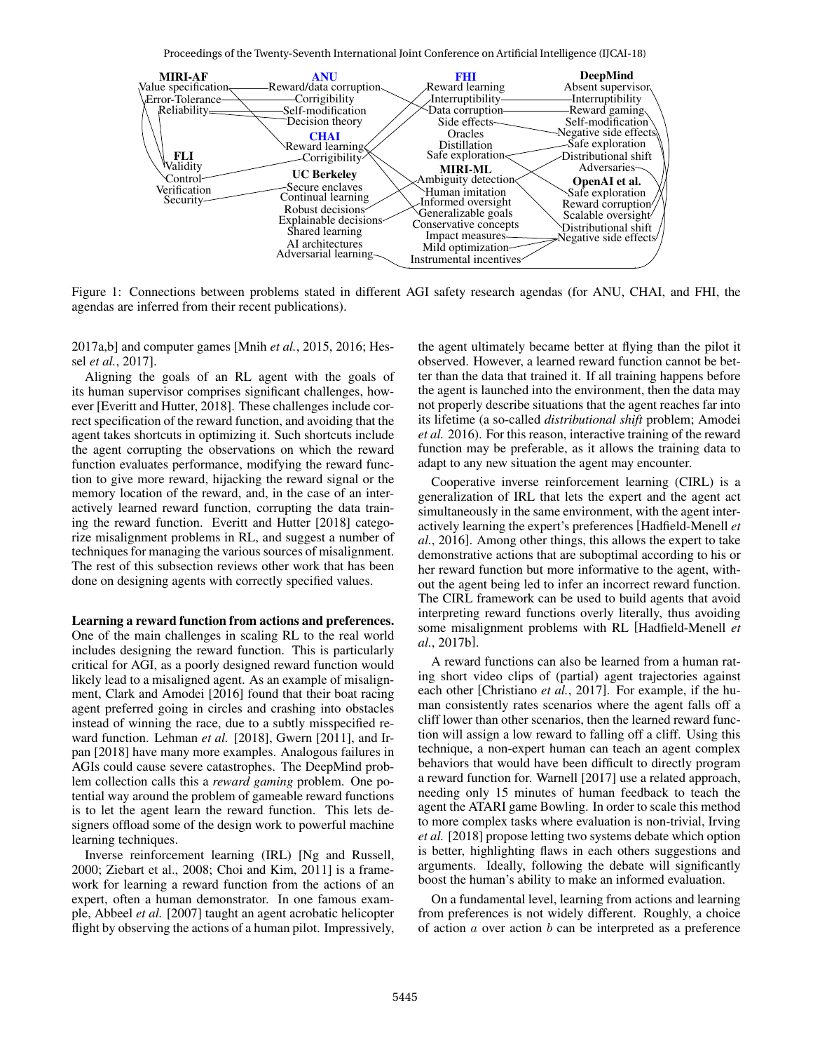Figure 1: Connections between problems stated in different AGI safety research agendas (for ANU, CHAI, and FHI, the agendas are inferred from their recent publications).

2017a,b] and computer games [Mnih *et al.*, 2015, 2016; Hessel *et al.*, 2017].

Aligning the goals of an RL agent with the goals of its human supervisor comprises significant challenges, however [Everitt and Hutter, 2018]. These challenges include correct specification of the reward function, and avoiding that the agent takes shortcuts in optimizing it. Such shortcuts include the agent corrupting the observations on which the reward function evaluates performance, modifying the reward function to give more reward, hijacking the reward signal or the memory location of the reward, and, in the case of an interactively learned reward function, corrupting the data training the reward function. Everitt and Hutter [2018] categorize misalignment problems in RL, and suggest a number of techniques for managing the various sources of misalignment. The rest of this subsection reviews other work that has been done on designing agents with correctly specified values.

**Learning a reward function from actions and preferences.** One of the main challenges in scaling RL to the real world includes designing the reward function. This is particularly critical for AGI, as a poorly designed reward function would likely lead to a misaligned agent. As an example of misalignment, Clark and Amodei [2016] found that their boat racing agent preferred going in circles and crashing into obstacles instead of winning the race, due to a subtly misspecified reward function. Lehman *et al.* [2018], Gwern [2011], and Irpan [2018] have many more examples. Analogous failures in AGIs could cause severe catastrophes. The DeepMind problem collection calls this a *reward gaming* problem. One potential way around the problem of gameable reward functions is to let the agent learn the reward function. This lets designers offload some of the design work to powerful machine learning techniques.

Inverse reinforcement learning (IRL) [Ng and Russell, 2000; Ziebart et al., 2008; Choi and Kim, 2011] is a framework for learning a reward function from the actions of an expert, often a human demonstrator. In one famous example, Abbeel *et al.* [2007] taught an agent acrobatic helicopter flight by observing the actions of a human pilot. Impressively, the agent ultimately became better at flying than the pilot it observed. However, a learned reward function cannot be better than the data that trained it. If all training happens before the agent is launched into the environment, then the data may not properly describe situations that the agent reaches far into its lifetime (a so-called *distributional shift* problem; Amodei *et al.* 2016). For this reason, interactive training of the reward function may be preferable, as it allows the training data to adapt to any new situation the agent may encounter.

Cooperative inverse reinforcement learning (CIRL) is a generalization of IRL that lets the expert and the agent act simultaneously in the same environment, with the agent interactively learning the expert's preferences [Hadfield-Menell *et al.*, 2016]. Among other things, this allows the expert to take demonstrative actions that are suboptimal according to his or her reward function but more informative to the agent, without the agent being led to infer an incorrect reward function. The CIRL framework can be used to build agents that avoid interpreting reward functions overly literally, thus avoiding some misalignment problems with RL [Hadfield-Menell *et al.*, 2017b].

A reward functions can also be learned from a human rating short video clips of (partial) agent trajectories against each other [Christiano *et al.*, 2017]. For example, if the human consistently rates scenarios where the agent falls off a cliff lower than other scenarios, then the learned reward function will assign a low reward to falling off a cliff. Using this technique, a non-expert human can teach an agent complex behaviors that would have been difficult to directly program a reward function for. Warnell [2017] use a related approach, needing only 15 minutes of human feedback to teach the agent the ATARI game Bowling. In order to scale this method to more complex tasks where evaluation is non-trivial, Irving *et al.* [2018] propose letting two systems debate which option is better, highlighting flaws in each others suggestions and arguments. Ideally, following the debate will significantly boost the human's ability to make an informed evaluation.

On a fundamental level, learning from actions and learning from preferences is not widely different. Roughly, a choice of action $a$ over action $b$ can be interpreted as a preference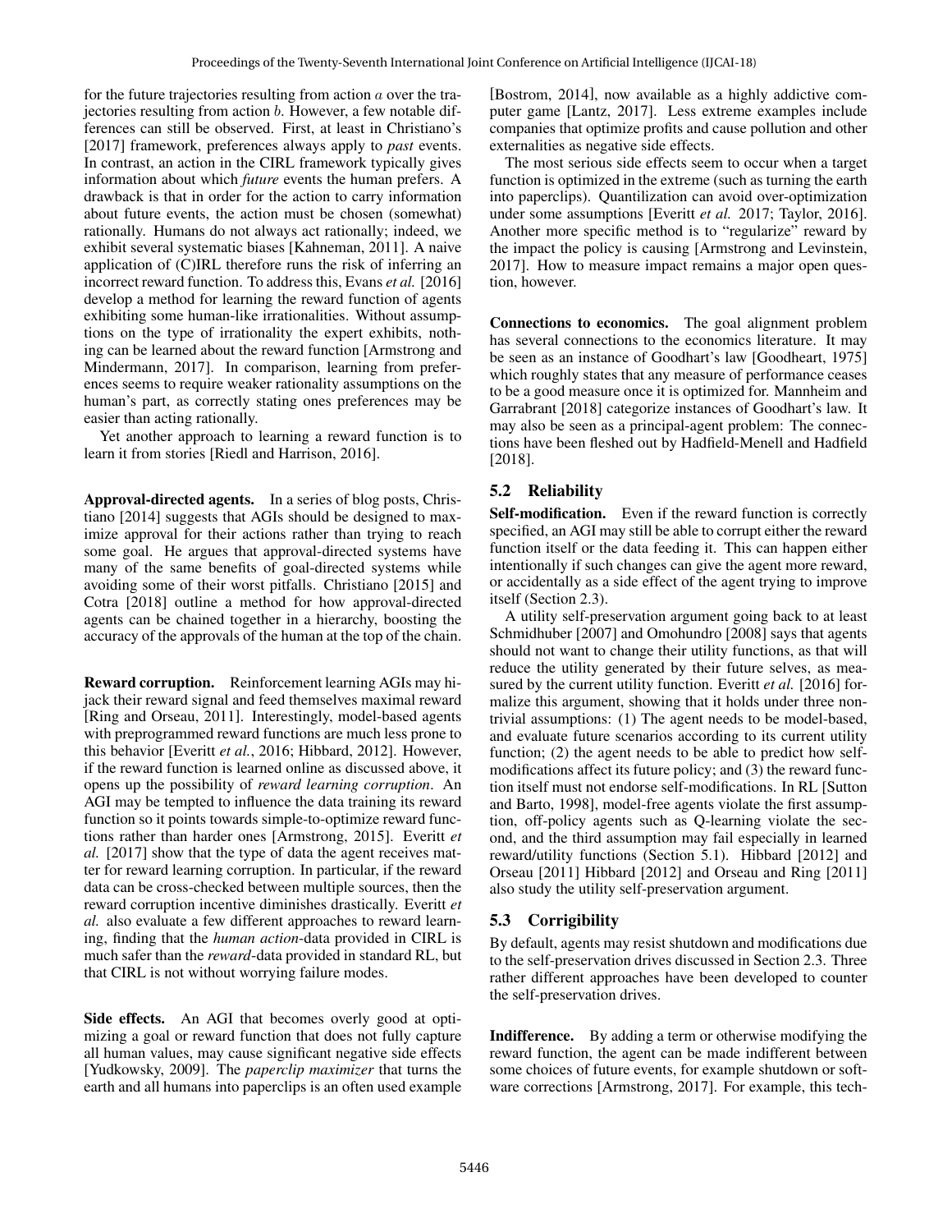for the future trajectories resulting from action $a$ over the trajectories resulting from action $b$. However, a few notable differences can still be observed. First, at least in Christiano's [2017] framework, preferences always apply to *past* events. In contrast, an action in the CIRL framework typically gives information about which *future* events the human prefers. A drawback is that in order for the action to carry information about future events, the action must be chosen (somewhat) rationally. Humans do not always act rationally; indeed, we exhibit several systematic biases [Kahneman, 2011]. A naive application of (C)IRL therefore runs the risk of inferring an incorrect reward function. To address this, Evans *et al.* [2016] develop a method for learning the reward function of agents exhibiting some human-like irrationalities. Without assumptions on the type of irrationality the expert exhibits, nothing can be learned about the reward function [Armstrong and Mindermann, 2017]. In comparison, learning from preferences seems to require weaker rationality assumptions on the human's part, as correctly stating ones preferences may be easier than acting rationally.

Yet another approach to learning a reward function is to learn it from stories [Riedl and Harrison, 2016].

**Approval-directed agents.** In a series of blog posts, Christiano [2014] suggests that AGIs should be designed to maximize approval for their actions rather than trying to reach some goal. He argues that approval-directed systems have many of the same benefits of goal-directed systems while avoiding some of their worst pitfalls. Christiano [2015] and Cotra [2018] outline a method for how approval-directed agents can be chained together in a hierarchy, boosting the accuracy of the approvals of the human at the top of the chain.

**Reward corruption.** Reinforcement learning AGIs may hijack their reward signal and feed themselves maximal reward [Ring and Orseau, 2011]. Interestingly, model-based agents with preprogrammed reward functions are much less prone to this behavior [Everitt *et al.*, 2016; Hibbard, 2012]. However, if the reward function is learned online as discussed above, it opens up the possibility of *reward learning corruption*. An AGI may be tempted to influence the data training its reward function so it points towards simple-to-optimize reward functions rather than harder ones [Armstrong, 2015]. Everitt *et al.* [2017] show that the type of data the agent receives matter for reward learning corruption. In particular, if the reward data can be cross-checked between multiple sources, then the reward corruption incentive diminishes drastically. Everitt *et al.* also evaluate a few different approaches to reward learning, finding that the *human action*-data provided in CIRL is much safer than the *reward*-data provided in standard RL, but that CIRL is not without worrying failure modes.

**Side effects.** An AGI that becomes overly good at optimizing a goal or reward function that does not fully capture all human values, may cause significant negative side effects [Yudkowsky, 2009]. The *paperclip maximizer* that turns the earth and all humans into paperclips is an often used example [Bostrom, 2014], now available as a highly addictive computer game [Lantz, 2017]. Less extreme examples include companies that optimize profits and cause pollution and other externalities as negative side effects.

The most serious side effects seem to occur when a target function is optimized in the extreme (such as turning the earth into paperclips). Quantilization can avoid over-optimization under some assumptions [Everitt *et al.* 2017; Taylor, 2016]. Another more specific method is to "regularize" reward by the impact the policy is causing [Armstrong and Levinstein, 2017]. How to measure impact remains a major open question, however.

**Connections to economics.** The goal alignment problem has several connections to the economics literature. It may be seen as an instance of Goodhart's law [Goodheart, 1975] which roughly states that any measure of performance ceases to be a good measure once it is optimized for. Mannheim and Garrabrant [2018] categorize instances of Goodhart's law. It may also be seen as a principal-agent problem: The connections have been fleshed out by Hadfield-Menell and Hadfield [2018].

### 5.2 Reliability

**Self-modification.** Even if the reward function is correctly specified, an AGI may still be able to corrupt either the reward function itself or the data feeding it. This can happen either intentionally if such changes can give the agent more reward, or accidentally as a side effect of the agent trying to improve itself (Section 2.3).

A utility self-preservation argument going back to at least Schmidhuber [2007] and Omohundro [2008] says that agents should not want to change their utility functions, as that will reduce the utility generated by their future selves, as measured by the current utility function. Everitt *et al.* [2016] formalize this argument, showing that it holds under three nontrivial assumptions: (1) The agent needs to be model-based, and evaluate future scenarios according to its current utility function; (2) the agent needs to be able to predict how self-modifications affect its future policy; and (3) the reward function itself must not endorse self-modifications. In RL [Sutton and Barto, 1998], model-free agents violate the first assumption, off-policy agents such as Q-learning violate the second, and the third assumption may fail especially in learned reward/utility functions (Section 5.1). Hibbard [2012] and Orseau [2011] Hibbard [2012] and Orseau and Ring [2011] also study the utility self-preservation argument.

### 5.3 Corrigibility

By default, agents may resist shutdown and modifications due to the self-preservation drives discussed in Section 2.3. Three rather different approaches have been developed to counter the self-preservation drives.

**Indifference.** By adding a term or otherwise modifying the reward function, the agent can be made indifferent between some choices of future events, for example shutdown or software corrections [Armstrong, 2017]. For example, this tech-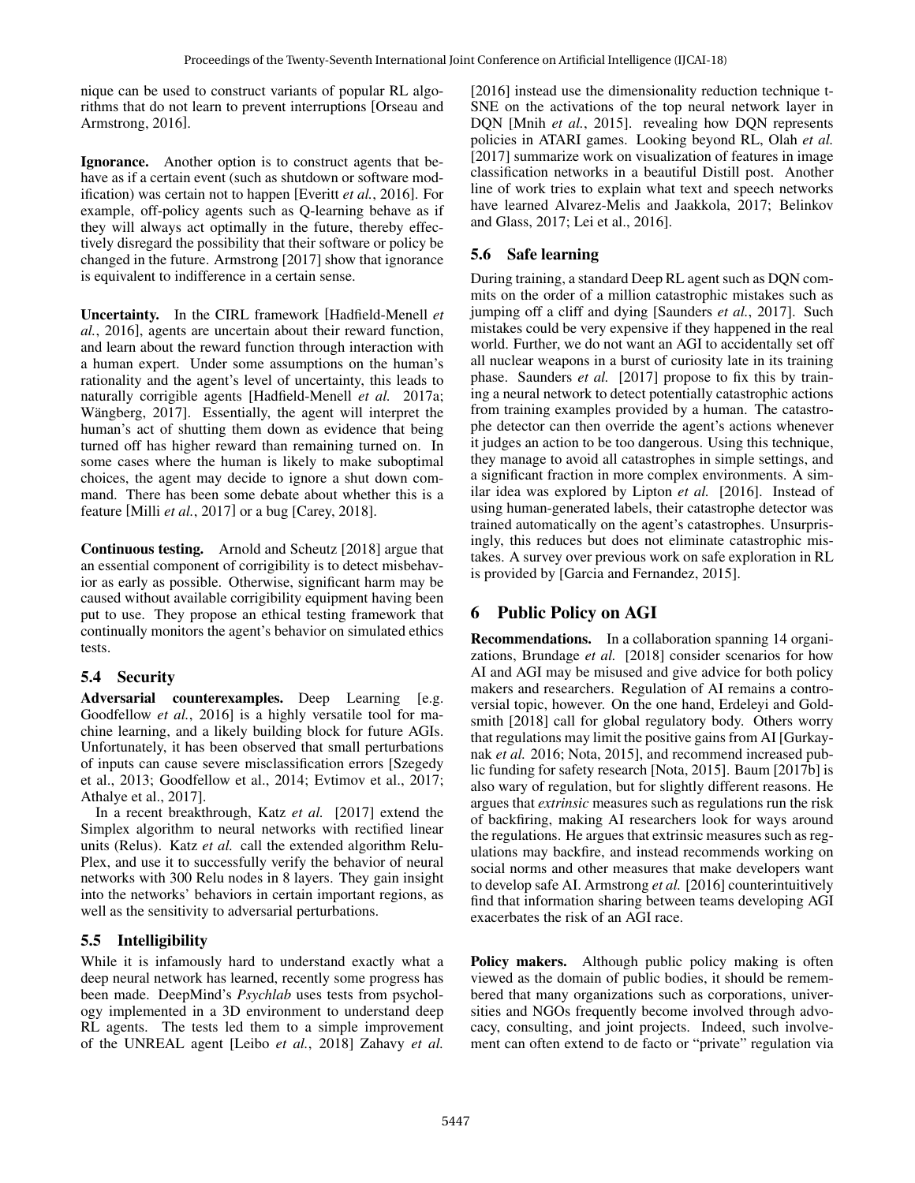nique can be used to construct variants of popular RL algorithms that do not learn to prevent interruptions [Orseau and Armstrong, 2016].

**Ignorance.** Another option is to construct agents that behave as if a certain event (such as shutdown or software modification) was certain not to happen [Everitt *et al.*, 2016]. For example, off-policy agents such as Q-learning behave as if they will always act optimally in the future, thereby effectively disregard the possibility that their software or policy be changed in the future. Armstrong [2017] show that ignorance is equivalent to indifference in a certain sense.

**Uncertainty.** In the CIRL framework [Hadfield-Menell *et al.*, 2016], agents are uncertain about their reward function, and learn about the reward function through interaction with a human expert. Under some assumptions on the human's rationality and the agent's level of uncertainty, this leads to naturally corrigible agents [Hadfield-Menell *et al.* 2017a; Wängberg, 2017]. Essentially, the agent will interpret the human's act of shutting them down as evidence that being turned off has higher reward than remaining turned on. In some cases where the human is likely to make suboptimal choices, the agent may decide to ignore a shut down command. There has been some debate about whether this is a feature [Milli *et al.*, 2017] or a bug [Carey, 2018].

**Continuous testing.** Arnold and Scheutz [2018] argue that an essential component of corrigibility is to detect misbehavior as early as possible. Otherwise, significant harm may be caused without available corrigibility equipment having been put to use. They propose an ethical testing framework that continually monitors the agent's behavior on simulated ethics tests.

### 5.4 Security

**Adversarial counterexamples.** Deep Learning [e.g. Goodfellow *et al.*, 2016] is a highly versatile tool for machine learning, and a likely building block for future AGIs. Unfortunately, it has been observed that small perturbations of inputs can cause severe misclassification errors [Szegedy et al., 2013; Goodfellow et al., 2014; Evtimov et al., 2017; Athalye et al., 2017].

In a recent breakthrough, Katz *et al.* [2017] extend the Simplex algorithm to neural networks with rectified linear units (Relus). Katz *et al.* call the extended algorithm Relu-Plex, and use it to successfully verify the behavior of neural networks with 300 Relu nodes in 8 layers. They gain insight into the networks' behaviors in certain important regions, as well as the sensitivity to adversarial perturbations.

### 5.5 Intelligibility

While it is infamously hard to understand exactly what a deep neural network has learned, recently some progress has been made. DeepMind's *Psychlab* uses tests from psychology implemented in a 3D environment to understand deep RL agents. The tests led them to a simple improvement of the UNREAL agent [Leibo *et al.*, 2018] Zahavy *et al.* [2016] instead use the dimensionality reduction technique t-SNE on the activations of the top neural network layer in DQN [Mnih *et al.*, 2015]. revealing how DQN represents policies in ATARI games. Looking beyond RL, Olah *et al.* [2017] summarize work on visualization of features in image classification networks in a beautiful Distill post. Another line of work tries to explain what text and speech networks have learned Alvarez-Melis and Jaakkola, 2017; Belinkov and Glass, 2017; Lei et al., 2016].

### 5.6 Safe learning

During training, a standard Deep RL agent such as DQN commits on the order of a million catastrophic mistakes such as jumping off a cliff and dying [Saunders *et al.*, 2017]. Such mistakes could be very expensive if they happened in the real world. Further, we do not want an AGI to accidentally set off all nuclear weapons in a burst of curiosity late in its training phase. Saunders *et al.* [2017] propose to fix this by training a neural network to detect potentially catastrophic actions from training examples provided by a human. The catastrophe detector can then override the agent's actions whenever it judges an action to be too dangerous. Using this technique, they manage to avoid all catastrophes in simple settings, and a significant fraction in more complex environments. A similar idea was explored by Lipton *et al.* [2016]. Instead of using human-generated labels, their catastrophe detector was trained automatically on the agent's catastrophes. Unsurprisingly, this reduces but does not eliminate catastrophic mistakes. A survey over previous work on safe exploration in RL is provided by [Garcia and Fernandez, 2015].

## 6 Public Policy on AGI

**Recommendations.** In a collaboration spanning 14 organizations, Brundage *et al.* [2018] consider scenarios for how AI and AGI may be misused and give advice for both policy makers and researchers. Regulation of AI remains a controversial topic, however. On the one hand, Erdeleyi and Goldsmith [2018] call for global regulatory body. Others worry that regulations may limit the positive gains from AI [Gurkaynak *et al.* 2016; Nota, 2015], and recommend increased public funding for safety research [Nota, 2015]. Baum [2017b] is also wary of regulation, but for slightly different reasons. He argues that *extrinsic* measures such as regulations run the risk of backfiring, making AI researchers look for ways around the regulations. He argues that extrinsic measures such as regulations may backfire, and instead recommends working on social norms and other measures that make developers want to develop safe AI. Armstrong *et al.* [2016] counterintuitively find that information sharing between teams developing AGI exacerbates the risk of an AGI race.

**Policy makers.** Although public policy making is often viewed as the domain of public bodies, it should be remembered that many organizations such as corporations, universities and NGOs frequently become involved through advocacy, consulting, and joint projects. Indeed, such involvement can often extend to de facto or "private" regulation via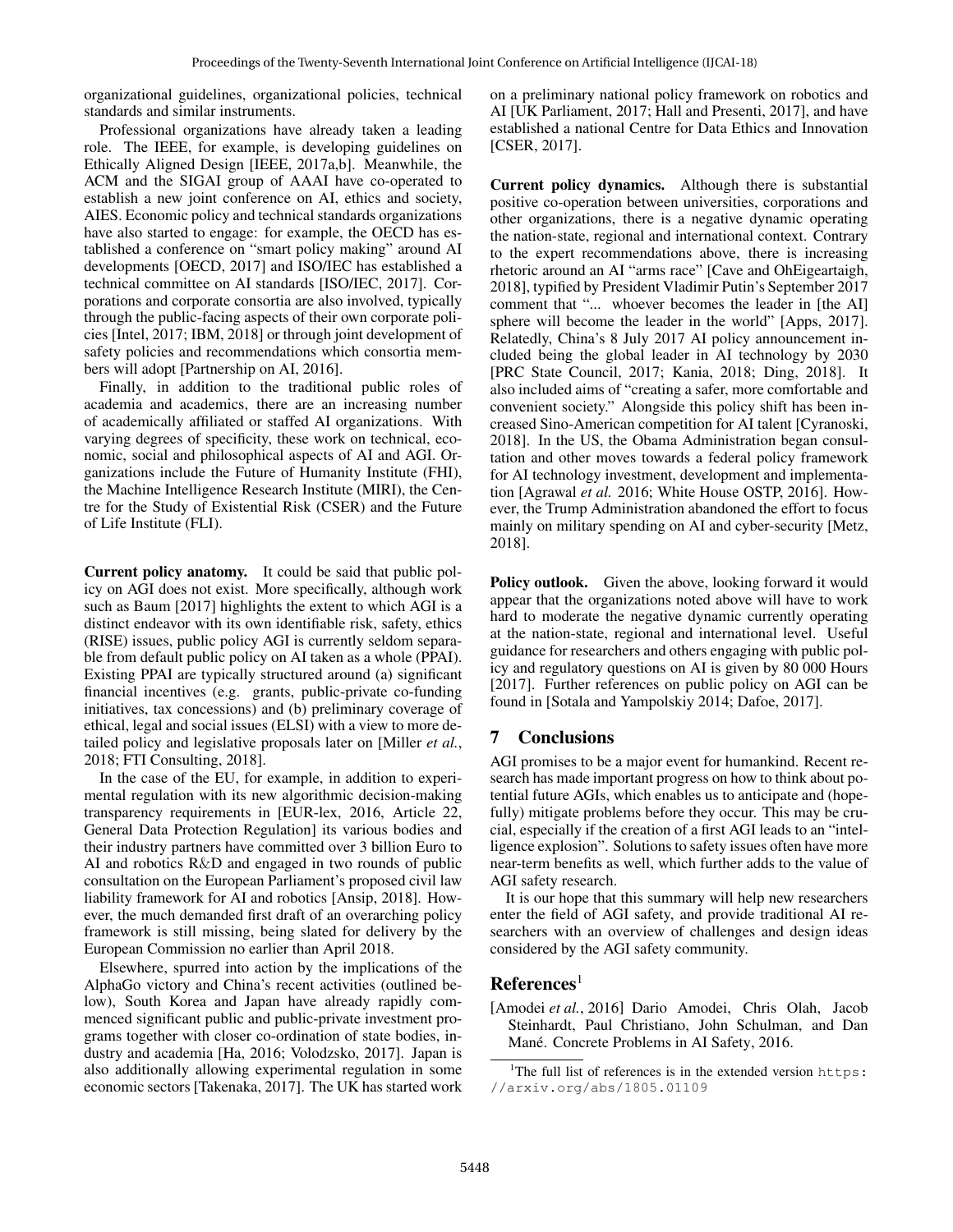organizational guidelines, organizational policies, technical standards and similar instruments.

Professional organizations have already taken a leading role. The IEEE, for example, is developing guidelines on Ethically Aligned Design [IEEE, 2017a,b]. Meanwhile, the ACM and the SIGAI group of AAAI have co-operated to establish a new joint conference on AI, ethics and society, AIES. Economic policy and technical standards organizations have also started to engage: for example, the OECD has established a conference on "smart policy making" around AI developments [OECD, 2017] and ISO/IEC has established a technical committee on AI standards [ISO/IEC, 2017]. Corporations and corporate consortia are also involved, typically through the public-facing aspects of their own corporate policies [Intel, 2017; IBM, 2018] or through joint development of safety policies and recommendations which consortia members will adopt [Partnership on AI, 2016].

Finally, in addition to the traditional public roles of academia and academics, there are an increasing number of academically affiliated or staffed AI organizations. With varying degrees of specificity, these work on technical, economic, social and philosophical aspects of AI and AGI. Organizations include the Future of Humanity Institute (FHI), the Machine Intelligence Research Institute (MIRI), the Centre for the Study of Existential Risk (CSER) and the Future of Life Institute (FLI).

**Current policy anatomy.** It could be said that public policy on AGI does not exist. More specifically, although work such as Baum [2017] highlights the extent to which AGI is a distinct endeavor with its own identifiable risk, safety, ethics (RISE) issues, public policy AGI is currently seldom separable from default public policy on AI taken as a whole (PPAI). Existing PPAI are typically structured around (a) significant financial incentives (e.g. grants, public-private co-funding initiatives, tax concessions) and (b) preliminary coverage of ethical, legal and social issues (ELSI) with a view to more detailed policy and legislative proposals later on [Miller *et al.*, 2018; FTI Consulting, 2018].

In the case of the EU, for example, in addition to experimental regulation with its new algorithmic decision-making transparency requirements in [EUR-lex, 2016, Article 22, General Data Protection Regulation] its various bodies and their industry partners have committed over 3 billion Euro to AI and robotics R&D and engaged in two rounds of public consultation on the European Parliament's proposed civil law liability framework for AI and robotics [Ansip, 2018]. However, the much demanded first draft of an overarching policy framework is still missing, being slated for delivery by the European Commission no earlier than April 2018.

Elsewhere, spurred into action by the implications of the AlphaGo victory and China's recent activities (outlined below), South Korea and Japan have already rapidly commenced significant public and public-private investment programs together with closer co-ordination of state bodies, industry and academia [Ha, 2016; Volodzsko, 2017]. Japan is also additionally allowing experimental regulation in some economic sectors [Takenaka, 2017]. The UK has started work on a preliminary national policy framework on robotics and AI [UK Parliament, 2017; Hall and Presenti, 2017], and have established a national Centre for Data Ethics and Innovation [CSER, 2017].

**Current policy dynamics.** Although there is substantial positive co-operation between universities, corporations and other organizations, there is a negative dynamic operating the nation-state, regional and international context. Contrary to the expert recommendations above, there is increasing rhetoric around an AI "arms race" [Cave and OhEigeartaigh, 2018], typified by President Vladimir Putin's September 2017 comment that "... whoever becomes the leader in [the AI] sphere will become the leader in the world" [Apps, 2017]. Relatedly, China's 8 July 2017 AI policy announcement included being the global leader in AI technology by 2030 [PRC State Council, 2017; Kania, 2018; Ding, 2018]. It also included aims of "creating a safer, more comfortable and convenient society." Alongside this policy shift has been increased Sino-American competition for AI talent [Cyranoski, 2018]. In the US, the Obama Administration began consultation and other moves towards a federal policy framework for AI technology investment, development and implementation [Agrawal *et al.* 2016; White House OSTP, 2016]. However, the Trump Administration abandoned the effort to focus mainly on military spending on AI and cyber-security [Metz, 2018].

**Policy outlook.** Given the above, looking forward it would appear that the organizations noted above will have to work hard to moderate the negative dynamic currently operating at the nation-state, regional and international level. Useful guidance for researchers and others engaging with public policy and regulatory questions on AI is given by 80 000 Hours [2017]. Further references on public policy on AGI can be found in [Sotala and Yampolskiy 2014; Dafoe, 2017].

## 7 Conclusions

AGI promises to be a major event for humankind. Recent research has made important progress on how to think about potential future AGIs, which enables us to anticipate and (hopefully) mitigate problems before they occur. This may be crucial, especially if the creation of a first AGI leads to an "intelligence explosion". Solutions to safety issues often have more near-term benefits as well, which further adds to the value of AGI safety research.

It is our hope that this summary will help new researchers enter the field of AGI safety, and provide traditional AI researchers with an overview of challenges and design ideas considered by the AGI safety community.

## References[1]

[Amodei *et al.*, 2016] Dario Amodei, Chris Olah, Jacob Steinhardt, Paul Christiano, John Schulman, and Dan Mané. Concrete Problems in AI Safety, 2016.

[1] The full list of references is in the extended version https://arxiv.org/abs/1805.01109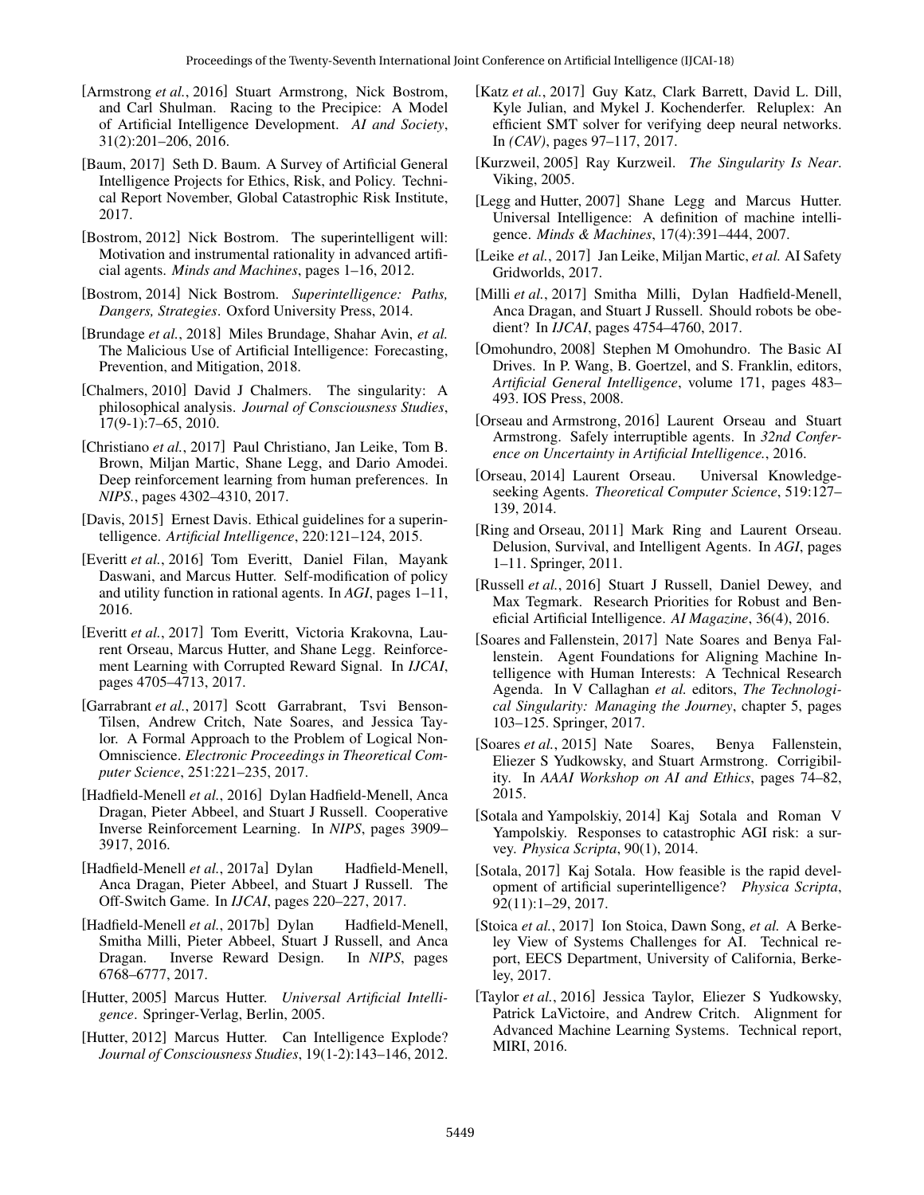[Armstrong *et al.*, 2016] Stuart Armstrong, Nick Bostrom, and Carl Shulman. Racing to the Precipice: A Model of Artificial Intelligence Development. *AI and Society*, 31(2):201–206, 2016.

[Baum, 2017] Seth D. Baum. A Survey of Artificial General Intelligence Projects for Ethics, Risk, and Policy. Technical Report November, Global Catastrophic Risk Institute, 2017.

[Bostrom, 2012] Nick Bostrom. The superintelligent will: Motivation and instrumental rationality in advanced artificial agents. *Minds and Machines*, pages 1–16, 2012.

[Bostrom, 2014] Nick Bostrom. *Superintelligence: Paths, Dangers, Strategies*. Oxford University Press, 2014.

[Brundage *et al.*, 2018] Miles Brundage, Shahar Avin, *et al.* The Malicious Use of Artificial Intelligence: Forecasting, Prevention, and Mitigation, 2018.

[Chalmers, 2010] David J Chalmers. The singularity: A philosophical analysis. *Journal of Consciousness Studies*, 17(9-1):7–65, 2010.

[Christiano *et al.*, 2017] Paul Christiano, Jan Leike, Tom B. Brown, Miljan Martic, Shane Legg, and Dario Amodei. Deep reinforcement learning from human preferences. In *NIPS.*, pages 4302–4310, 2017.

[Davis, 2015] Ernest Davis. Ethical guidelines for a superintelligence. *Artificial Intelligence*, 220:121–124, 2015.

[Everitt *et al.*, 2016] Tom Everitt, Daniel Filan, Mayank Daswani, and Marcus Hutter. Self-modification of policy and utility function in rational agents. In *AGI*, pages 1–11, 2016.

[Everitt *et al.*, 2017] Tom Everitt, Victoria Krakovna, Laurent Orseau, Marcus Hutter, and Shane Legg. Reinforcement Learning with Corrupted Reward Signal. In *IJCAI*, pages 4705–4713, 2017.

[Garrabrant *et al.*, 2017] Scott Garrabrant, Tsvi Benson-Tilsen, Andrew Critch, Nate Soares, and Jessica Taylor. A Formal Approach to the Problem of Logical Non-Omniscience. *Electronic Proceedings in Theoretical Computer Science*, 251:221–235, 2017.

[Hadfield-Menell *et al.*, 2016] Dylan Hadfield-Menell, Anca Dragan, Pieter Abbeel, and Stuart J Russell. Cooperative Inverse Reinforcement Learning. In *NIPS*, pages 3909–3917, 2016.

[Hadfield-Menell *et al.*, 2017a] Dylan Hadfield-Menell, Anca Dragan, Pieter Abbeel, and Stuart J Russell. The Off-Switch Game. In *IJCAI*, pages 220–227, 2017.

[Hadfield-Menell *et al.*, 2017b] Dylan Hadfield-Menell, Smitha Milli, Pieter Abbeel, Stuart J Russell, and Anca Dragan. Inverse Reward Design. In *NIPS*, pages 6768–6777, 2017.

[Hutter, 2005] Marcus Hutter. *Universal Artificial Intelligence*. Springer-Verlag, Berlin, 2005.

[Hutter, 2012] Marcus Hutter. Can Intelligence Explode? *Journal of Consciousness Studies*, 19(1-2):143–146, 2012.

[Katz *et al.*, 2017] Guy Katz, Clark Barrett, David L. Dill, Kyle Julian, and Mykel J. Kochenderfer. Reluplex: An efficient SMT solver for verifying deep neural networks. In *(CAV)*, pages 97–117, 2017.

[Kurzweil, 2005] Ray Kurzweil. *The Singularity Is Near*. Viking, 2005.

[Legg and Hutter, 2007] Shane Legg and Marcus Hutter. Universal Intelligence: A definition of machine intelligence. *Minds & Machines*, 17(4):391–444, 2007.

[Leike *et al.*, 2017] Jan Leike, Miljan Martic, *et al.* AI Safety Gridworlds, 2017.

[Milli *et al.*, 2017] Smitha Milli, Dylan Hadfield-Menell, Anca Dragan, and Stuart J Russell. Should robots be obedient? In *IJCAI*, pages 4754–4760, 2017.

[Omohundro, 2008] Stephen M Omohundro. The Basic AI Drives. In P. Wang, B. Goertzel, and S. Franklin, editors, *Artificial General Intelligence*, volume 171, pages 483–493. IOS Press, 2008.

[Orseau and Armstrong, 2016] Laurent Orseau and Stuart Armstrong. Safely interruptible agents. In *32nd Conference on Uncertainty in Artificial Intelligence.*, 2016.

[Orseau, 2014] Laurent Orseau. Universal Knowledge-seeking Agents. *Theoretical Computer Science*, 519:127–139, 2014.

[Ring and Orseau, 2011] Mark Ring and Laurent Orseau. Delusion, Survival, and Intelligent Agents. In *AGI*, pages 1–11. Springer, 2011.

[Russell *et al.*, 2016] Stuart J Russell, Daniel Dewey, and Max Tegmark. Research Priorities for Robust and Beneficial Artificial Intelligence. *AI Magazine*, 36(4), 2016.

[Soares and Fallenstein, 2017] Nate Soares and Benya Fallenstein. Agent Foundations for Aligning Machine Intelligence with Human Interests: A Technical Research Agenda. In V Callaghan *et al.* editors, *The Technological Singularity: Managing the Journey*, chapter 5, pages 103–125. Springer, 2017.

[Soares *et al.*, 2015] Nate Soares, Benya Fallenstein, Eliezer S Yudkowsky, and Stuart Armstrong. Corrigibility. In *AAAI Workshop on AI and Ethics*, pages 74–82, 2015.

[Sotala and Yampolskiy, 2014] Kaj Sotala and Roman V Yampolskiy. Responses to catastrophic AGI risk: a survey. *Physica Scripta*, 90(1), 2014.

[Sotala, 2017] Kaj Sotala. How feasible is the rapid development of artificial superintelligence? *Physica Scripta*, 92(11):1–29, 2017.

[Stoica *et al.*, 2017] Ion Stoica, Dawn Song, *et al.* A Berkeley View of Systems Challenges for AI. Technical report, EECS Department, University of California, Berkeley, 2017.

[Taylor *et al.*, 2016] Jessica Taylor, Eliezer S Yudkowsky, Patrick LaVictoire, and Andrew Critch. Alignment for Advanced Machine Learning Systems. Technical report, MIRI, 2016.